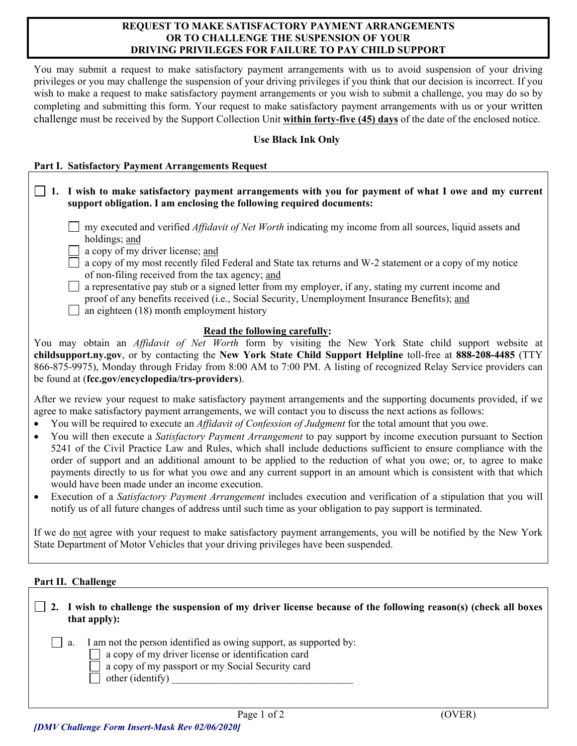# REQUEST TO MAKE SATISFACTORY PAYMENT ARRANGEMENTS OR TO CHALLENGE THE SUSPENSION OF YOUR DRIVING PRIVILEGES FOR FAILURE TO PAY CHILD SUPPORT

You may submit a request to make satisfactory payment arrangements with us to avoid suspension of your driving privileges or you may challenge the suspension of your driving privileges if you think that our decision is incorrect. If you wish to make a request to make satisfactory payment arrangements or you wish to submit a challenge, you may do so by completing and submitting this form. Your request to make satisfactory payment arrangements with us or your written challenge must be received by the Support Collection Unit **within forty-five (45) days** of the date of the enclosed notice.

**Use Black Ink Only**

## Part I. Satisfactory Payment Arrangements Request

☐ **1. I wish to make satisfactory payment arrangements with you for payment of what I owe and my current support obligation. I am enclosing the following required documents:**

- ☐ my executed and verified *Affidavit of Net Worth* indicating my income from all sources, liquid assets and holdings; and
- ☐ a copy of my driver license; and
- ☐ a copy of my most recently filed Federal and State tax returns and W-2 statement or a copy of my notice of non-filing received from the tax agency; and
- ☐ a representative pay stub or a signed letter from my employer, if any, stating my current income and proof of any benefits received (i.e., Social Security, Unemployment Insurance Benefits); and
- ☐ an eighteen (18) month employment history

**Read the following carefully:**

You may obtain an *Affidavit of Net Worth* form by visiting the New York State child support website at **childsupport.ny.gov**, or by contacting the **New York State Child Support Helpline** toll-free at **888-208-4485** (TTY 866-875-9975), Monday through Friday from 8:00 AM to 7:00 PM. A listing of recognized Relay Service providers can be found at (**fcc.gov/encyclopedia/trs-providers**).

After we review your request to make satisfactory payment arrangements and the supporting documents provided, if we agree to make satisfactory payment arrangements, we will contact you to discuss the next actions as follows:

- You will be required to execute an *Affidavit of Confession of Judgment* for the total amount that you owe.
- You will then execute a *Satisfactory Payment Arrangement* to pay support by income execution pursuant to Section 5241 of the Civil Practice Law and Rules, which shall include deductions sufficient to ensure compliance with the order of support and an additional amount to be applied to the reduction of what you owe; or, to agree to make payments directly to us for what you owe and any current support in an amount which is consistent with that which would have been made under an income execution.
- Execution of a *Satisfactory Payment Arrangement* includes execution and verification of a stipulation that you will notify us of all future changes of address until such time as your obligation to pay support is terminated.

If we do not agree with your request to make satisfactory payment arrangements, you will be notified by the New York State Department of Motor Vehicles that your driving privileges have been suspended.

## Part II. Challenge

☐ **2. I wish to challenge the suspension of my driver license because of the following reason(s) (check all boxes that apply):**

☐ a. I am not the person identified as owing support, as supported by:

- ☐ a copy of my driver license or identification card
- ☐ a copy of my passport or my Social Security card
- ☐ other (identify) ___________________________________

(OVER)

*[DMV Challenge Form Insert-Mask Rev 02/06/2020]*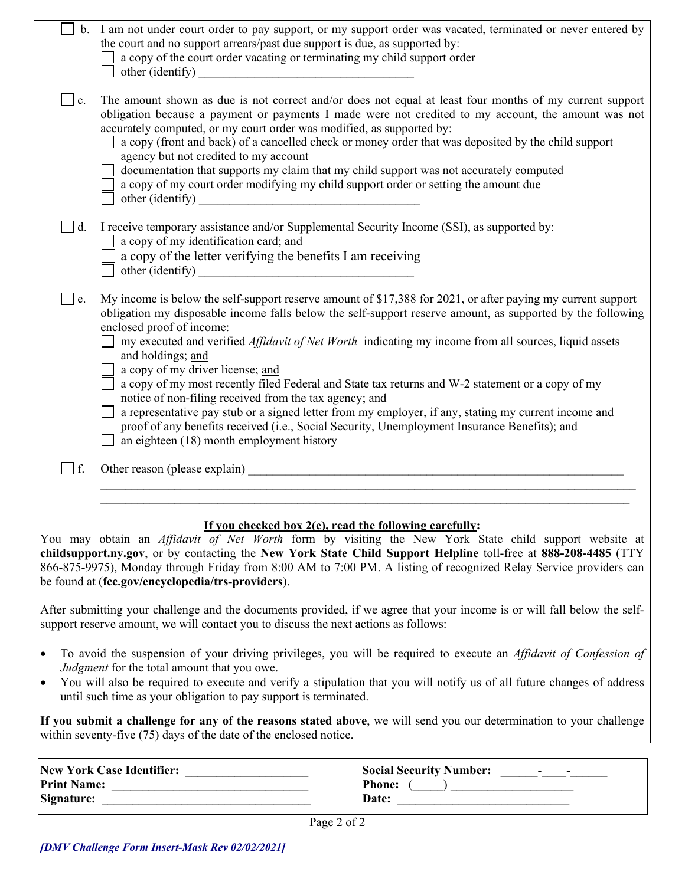- [ ] b. I am not under court order to pay support, or my support order was vacated, terminated or never entered by the court and no support arrears/past due support is due, as supported by:
  - [ ] a copy of the court order vacating or terminating my child support order
  - [ ] other (identify) ___________________________________

- [ ] c. The amount shown as due is not correct and/or does not equal at least four months of my current support obligation because a payment or payments I made were not credited to my account, the amount was not accurately computed, or my court order was modified, as supported by:
  - [ ] a copy (front and back) of a cancelled check or money order that was deposited by the child support agency but not credited to my account
  - [ ] documentation that supports my claim that my child support was not accurately computed
  - [ ] a copy of my court order modifying my child support order or setting the amount due
  - [ ] other (identify) ___________________________________

- [ ] d. I receive temporary assistance and/or Supplemental Security Income (SSI), as supported by:
  - [ ] a copy of my identification card; <u>and</u>
  - [ ] a copy of the letter verifying the benefits I am receiving
  - [ ] other (identify) ___________________________________

- [ ] e. My income is below the self-support reserve amount of $17,388 for 2021, or after paying my current support obligation my disposable income falls below the self-support reserve amount, as supported by the following enclosed proof of income:
  - [ ] my executed and verified *Affidavit of Net Worth* indicating my income from all sources, liquid assets and holdings; <u>and</u>
  - [ ] a copy of my driver license; <u>and</u>
  - [ ] a copy of my most recently filed Federal and State tax returns and W-2 statement or a copy of my notice of non-filing received from the tax agency; <u>and</u>
  - [ ] a representative pay stub or a signed letter from my employer, if any, stating my current income and proof of any benefits received (i.e., Social Security, Unemployment Insurance Benefits); <u>and</u>
  - [ ] an eighteen (18) month employment history

- [ ] f. Other reason (please explain) ______________________________________________________________
  ________________________________________________________________________________
  ________________________________________________________________________________

**<u>If you checked box 2(e), read the following carefully</u>:**

You may obtain an *Affidavit of Net Worth* form by visiting the New York State child support website at **childsupport.ny.gov**, or by contacting the **New York State Child Support Helpline** toll-free at **888-208-4485** (TTY 866-875-9975), Monday through Friday from 8:00 AM to 7:00 PM. A listing of recognized Relay Service providers can be found at (**fcc.gov/encyclopedia/trs-providers**).

After submitting your challenge and the documents provided, if we agree that your income is or will fall below the self-support reserve amount, we will contact you to discuss the next actions as follows:

- To avoid the suspension of your driving privileges, you will be required to execute an *Affidavit of Confession of Judgment* for the total amount that you owe.
- You will also be required to execute and verify a stipulation that you will notify us of all future changes of address until such time as your obligation to pay support is terminated.

**If you submit a challenge for any of the reasons stated above**, we will send you our determination to your challenge within seventy-five (75) days of the date of the enclosed notice.

| | |
|---|---|
| **New York Case Identifier:** ____________________ | **Social Security Number:** ______-____-______ |
| **Print Name:** ______________________________ | **Phone:** (_____) ___________________ |
| **Signature:** ________________________________ | **Date:** ___________________________ |

***[DMV Challenge Form Insert-Mask Rev 02/02/2021]***